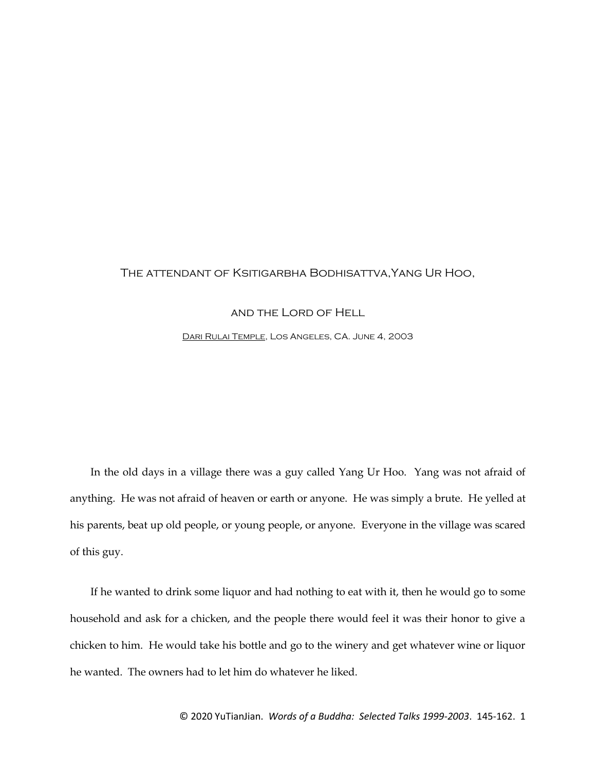# The attendant of Ksitigarbha Bodhisattva,Yang Ur Hoo, and the Lord of Hell

Dari Rulai Temple, Los Angeles, CA. June 4, 2003

In the old days in a village there was a guy called Yang Ur Hoo. Yang was not afraid of anything. He was not afraid of heaven or earth or anyone. He was simply a brute. He yelled at his parents, beat up old people, or young people, or anyone. Everyone in the village was scared of this guy.

If he wanted to drink some liquor and had nothing to eat with it, then he would go to some household and ask for a chicken, and the people there would feel it was their honor to give a chicken to him. He would take his bottle and go to the winery and get whatever wine or liquor he wanted. The owners had to let him do whatever he liked.

© 2020 YuTianJian. *Words of a Buddha: Selected Talks 1999-2003*. 145-162. 1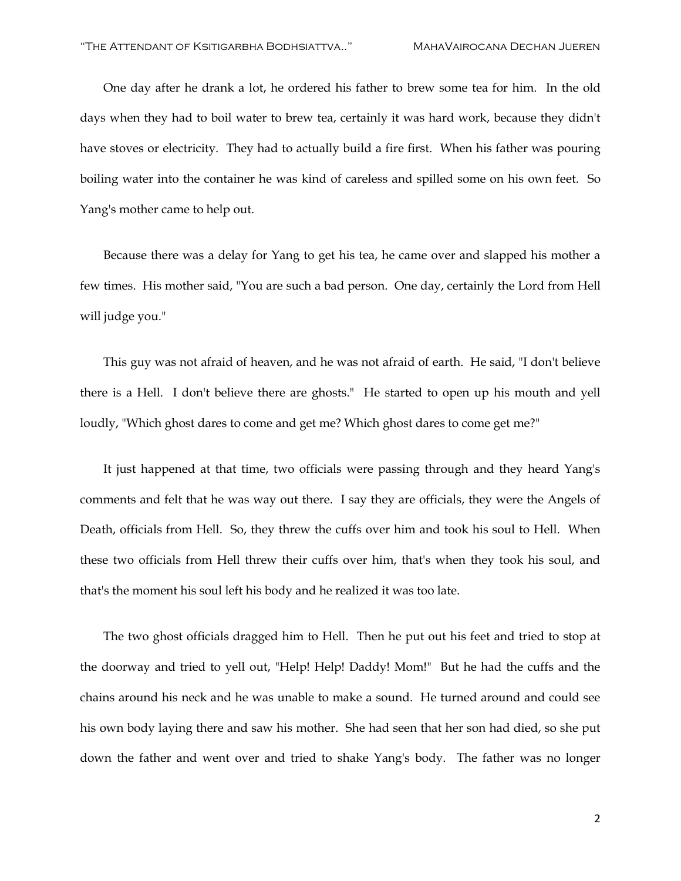One day after he drank a lot, he ordered his father to brew some tea for him. In the old days when they had to boil water to brew tea, certainly it was hard work, because they didn't have stoves or electricity. They had to actually build a fire first. When his father was pouring boiling water into the container he was kind of careless and spilled some on his own feet. So Yang's mother came to help out.

Because there was a delay for Yang to get his tea, he came over and slapped his mother a few times. His mother said, "You are such a bad person. One day, certainly the Lord from Hell will judge you."

This guy was not afraid of heaven, and he was not afraid of earth. He said, "I don't believe there is a Hell. I don't believe there are ghosts." He started to open up his mouth and yell loudly, "Which ghost dares to come and get me? Which ghost dares to come get me?"

It just happened at that time, two officials were passing through and they heard Yang's comments and felt that he was way out there. I say they are officials, they were the Angels of Death, officials from Hell. So, they threw the cuffs over him and took his soul to Hell. When these two officials from Hell threw their cuffs over him, that's when they took his soul, and that's the moment his soul left his body and he realized it was too late.

The two ghost officials dragged him to Hell. Then he put out his feet and tried to stop at the doorway and tried to yell out, "Help! Help! Daddy! Mom!" But he had the cuffs and the chains around his neck and he was unable to make a sound. He turned around and could see his own body laying there and saw his mother. She had seen that her son had died, so she put down the father and went over and tried to shake Yang's body. The father was no longer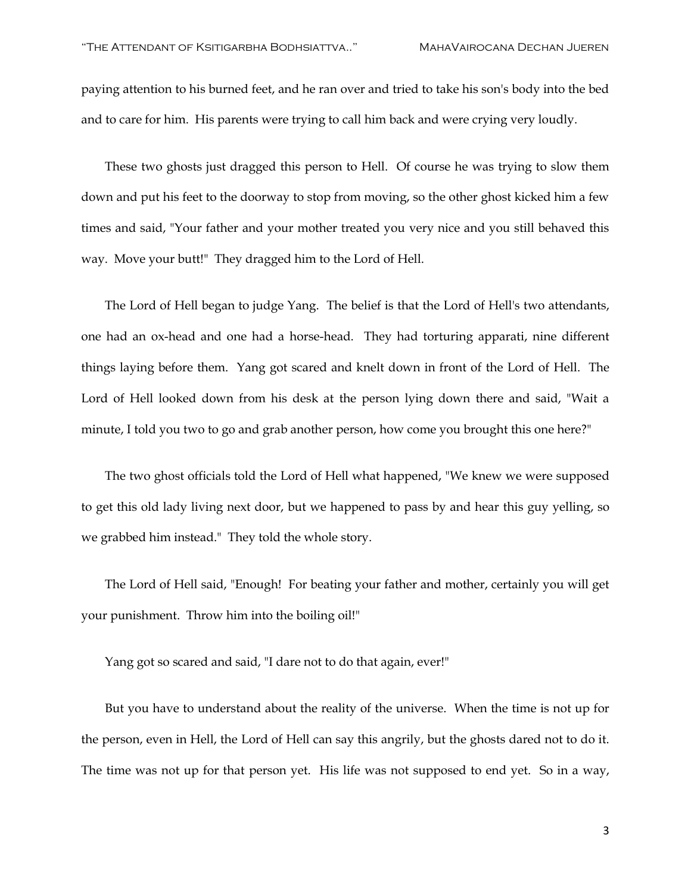paying attention to his burned feet, and he ran over and tried to take his son's body into the bed and to care for him. His parents were trying to call him back and were crying very loudly.

These two ghosts just dragged this person to Hell. Of course he was trying to slow them down and put his feet to the doorway to stop from moving, so the other ghost kicked him a few times and said, "Your father and your mother treated you very nice and you still behaved this way. Move your butt!" They dragged him to the Lord of Hell.

The Lord of Hell began to judge Yang. The belief is that the Lord of Hell's two attendants, one had an ox-head and one had a horse-head. They had torturing apparati, nine different things laying before them. Yang got scared and knelt down in front of the Lord of Hell. The Lord of Hell looked down from his desk at the person lying down there and said, "Wait a minute, I told you two to go and grab another person, how come you brought this one here?"

The two ghost officials told the Lord of Hell what happened, "We knew we were supposed to get this old lady living next door, but we happened to pass by and hear this guy yelling, so we grabbed him instead." They told the whole story.

The Lord of Hell said, "Enough! For beating your father and mother, certainly you will get your punishment. Throw him into the boiling oil!"

Yang got so scared and said, "I dare not to do that again, ever!"

But you have to understand about the reality of the universe. When the time is not up for the person, even in Hell, the Lord of Hell can say this angrily, but the ghosts dared not to do it. The time was not up for that person yet. His life was not supposed to end yet. So in a way,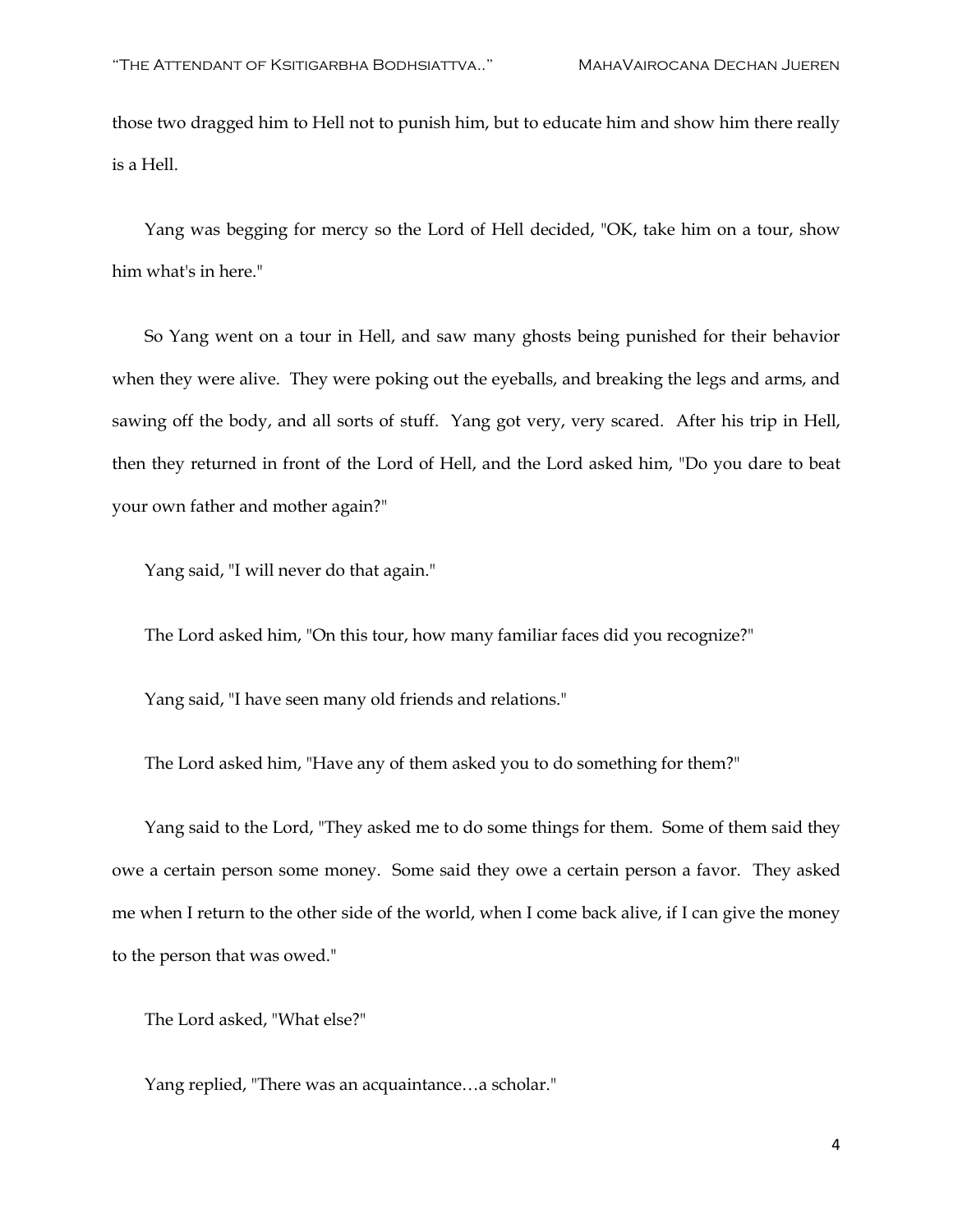those two dragged him to Hell not to punish him, but to educate him and show him there really is a Hell.

Yang was begging for mercy so the Lord of Hell decided, "OK, take him on a tour, show him what's in here."

So Yang went on a tour in Hell, and saw many ghosts being punished for their behavior when they were alive. They were poking out the eyeballs, and breaking the legs and arms, and sawing off the body, and all sorts of stuff. Yang got very, very scared. After his trip in Hell, then they returned in front of the Lord of Hell, and the Lord asked him, "Do you dare to beat your own father and mother again?"

Yang said, "I will never do that again."

The Lord asked him, "On this tour, how many familiar faces did you recognize?"

Yang said, "I have seen many old friends and relations."

The Lord asked him, "Have any of them asked you to do something for them?"

Yang said to the Lord, "They asked me to do some things for them. Some of them said they owe a certain person some money. Some said they owe a certain person a favor. They asked me when I return to the other side of the world, when I come back alive, if I can give the money to the person that was owed."

The Lord asked, "What else?"

Yang replied, "There was an acquaintance…a scholar."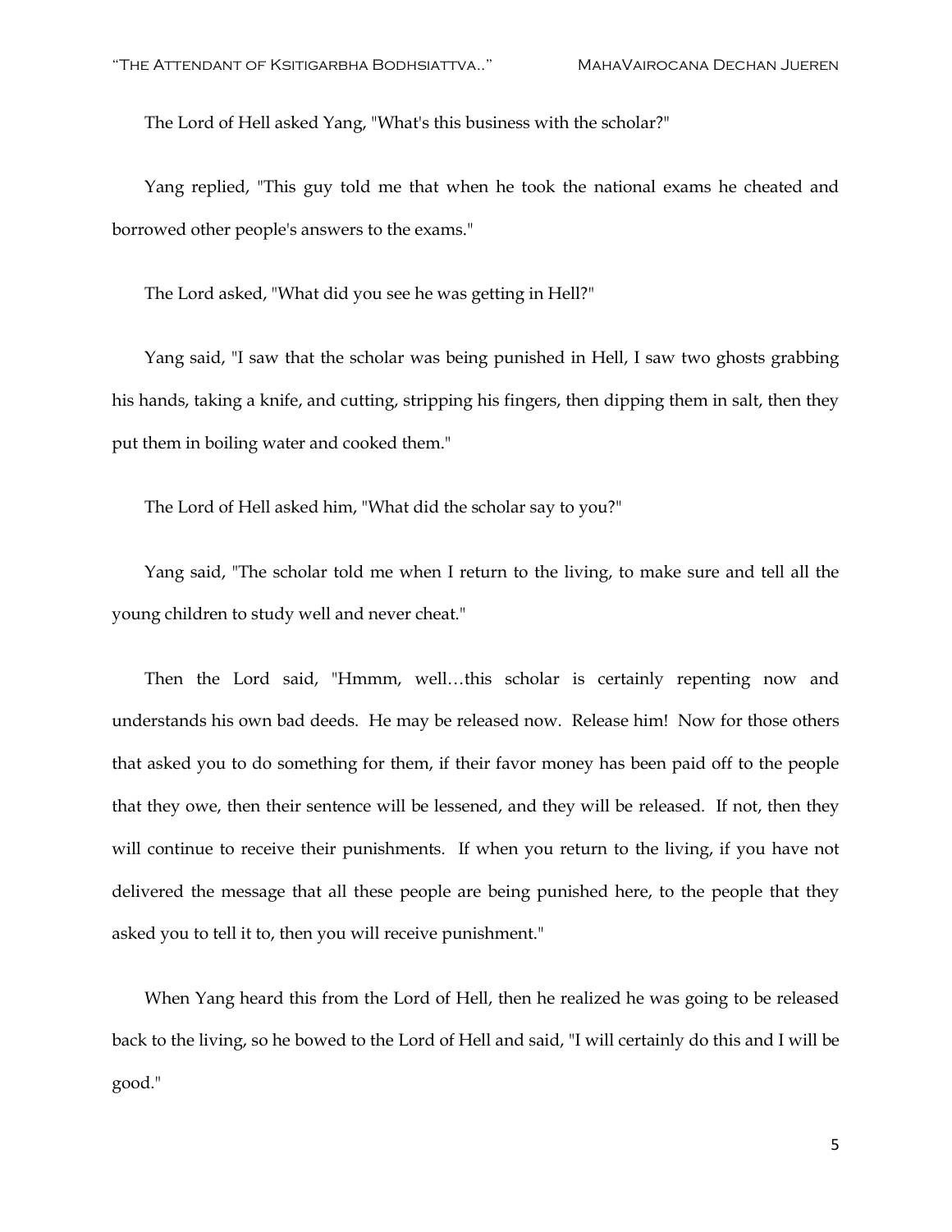The Lord of Hell asked Yang, "What's this business with the scholar?"

Yang replied, "This guy told me that when he took the national exams he cheated and borrowed other people's answers to the exams."

The Lord asked, "What did you see he was getting in Hell?"

Yang said, "I saw that the scholar was being punished in Hell, I saw two ghosts grabbing his hands, taking a knife, and cutting, stripping his fingers, then dipping them in salt, then they put them in boiling water and cooked them."

The Lord of Hell asked him, "What did the scholar say to you?"

Yang said, "The scholar told me when I return to the living, to make sure and tell all the young children to study well and never cheat."

Then the Lord said, "Hmmm, well…this scholar is certainly repenting now and understands his own bad deeds. He may be released now. Release him! Now for those others that asked you to do something for them, if their favor money has been paid off to the people that they owe, then their sentence will be lessened, and they will be released. If not, then they will continue to receive their punishments. If when you return to the living, if you have not delivered the message that all these people are being punished here, to the people that they asked you to tell it to, then you will receive punishment."

When Yang heard this from the Lord of Hell, then he realized he was going to be released back to the living, so he bowed to the Lord of Hell and said, "I will certainly do this and I will be good."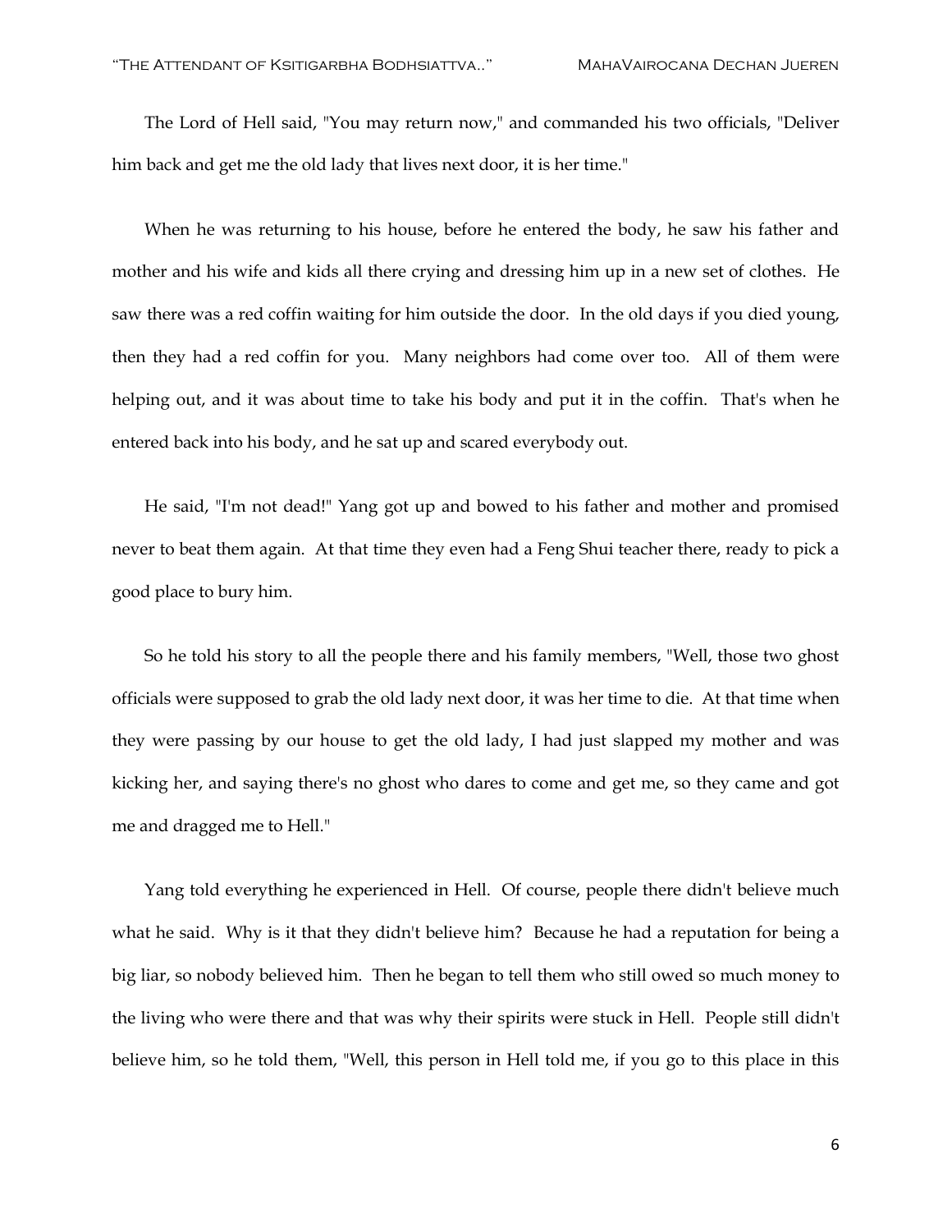The Lord of Hell said, "You may return now," and commanded his two officials, "Deliver him back and get me the old lady that lives next door, it is her time."

When he was returning to his house, before he entered the body, he saw his father and mother and his wife and kids all there crying and dressing him up in a new set of clothes. He saw there was a red coffin waiting for him outside the door. In the old days if you died young, then they had a red coffin for you. Many neighbors had come over too. All of them were helping out, and it was about time to take his body and put it in the coffin. That's when he entered back into his body, and he sat up and scared everybody out.

He said, "I'm not dead!" Yang got up and bowed to his father and mother and promised never to beat them again. At that time they even had a Feng Shui teacher there, ready to pick a good place to bury him.

So he told his story to all the people there and his family members, "Well, those two ghost officials were supposed to grab the old lady next door, it was her time to die. At that time when they were passing by our house to get the old lady, I had just slapped my mother and was kicking her, and saying there's no ghost who dares to come and get me, so they came and got me and dragged me to Hell."

Yang told everything he experienced in Hell. Of course, people there didn't believe much what he said. Why is it that they didn't believe him? Because he had a reputation for being a big liar, so nobody believed him. Then he began to tell them who still owed so much money to the living who were there and that was why their spirits were stuck in Hell. People still didn't believe him, so he told them, "Well, this person in Hell told me, if you go to this place in this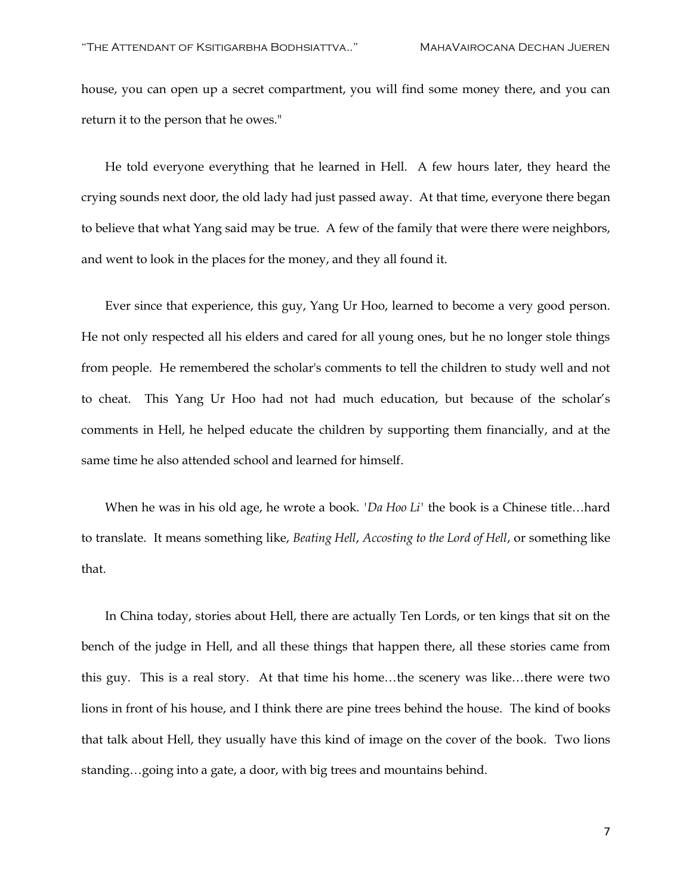house, you can open up a secret compartment, you will find some money there, and you can return it to the person that he owes."

He told everyone everything that he learned in Hell. A few hours later, they heard the crying sounds next door, the old lady had just passed away. At that time, everyone there began to believe that what Yang said may be true. A few of the family that were there were neighbors, and went to look in the places for the money, and they all found it.

Ever since that experience, this guy, Yang Ur Hoo, learned to become a very good person. He not only respected all his elders and cared for all young ones, but he no longer stole things from people. He remembered the scholar's comments to tell the children to study well and not to cheat. This Yang Ur Hoo had not had much education, but because of the scholar's comments in Hell, he helped educate the children by supporting them financially, and at the same time he also attended school and learned for himself.

When he was in his old age, he wrote a book. '*Da Hoo Li*' the book is a Chinese title…hard to translate. It means something like, *Beating Hell*, *Accosting to the Lord of Hell*, or something like that.

In China today, stories about Hell, there are actually Ten Lords, or ten kings that sit on the bench of the judge in Hell, and all these things that happen there, all these stories came from this guy. This is a real story. At that time his home…the scenery was like…there were two lions in front of his house, and I think there are pine trees behind the house. The kind of books that talk about Hell, they usually have this kind of image on the cover of the book. Two lions standing…going into a gate, a door, with big trees and mountains behind.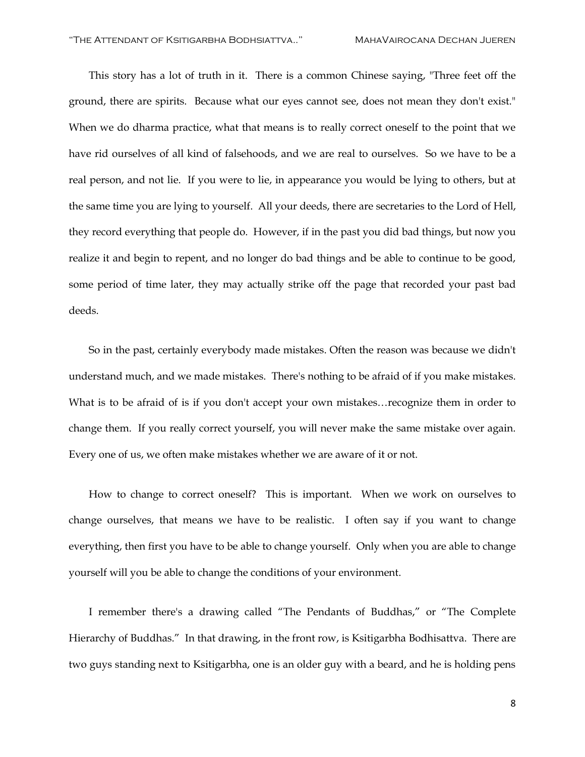This story has a lot of truth in it. There is a common Chinese saying, "Three feet off the ground, there are spirits. Because what our eyes cannot see, does not mean they don't exist." When we do dharma practice, what that means is to really correct oneself to the point that we have rid ourselves of all kind of falsehoods, and we are real to ourselves. So we have to be a real person, and not lie. If you were to lie, in appearance you would be lying to others, but at the same time you are lying to yourself. All your deeds, there are secretaries to the Lord of Hell, they record everything that people do. However, if in the past you did bad things, but now you realize it and begin to repent, and no longer do bad things and be able to continue to be good, some period of time later, they may actually strike off the page that recorded your past bad deeds.

So in the past, certainly everybody made mistakes. Often the reason was because we didn't understand much, and we made mistakes. There's nothing to be afraid of if you make mistakes. What is to be afraid of is if you don't accept your own mistakes…recognize them in order to change them. If you really correct yourself, you will never make the same mistake over again. Every one of us, we often make mistakes whether we are aware of it or not.

How to change to correct oneself? This is important. When we work on ourselves to change ourselves, that means we have to be realistic. I often say if you want to change everything, then first you have to be able to change yourself. Only when you are able to change yourself will you be able to change the conditions of your environment.

I remember there's a drawing called "The Pendants of Buddhas," or "The Complete Hierarchy of Buddhas." In that drawing, in the front row, is Ksitigarbha Bodhisattva. There are two guys standing next to Ksitigarbha, one is an older guy with a beard, and he is holding pens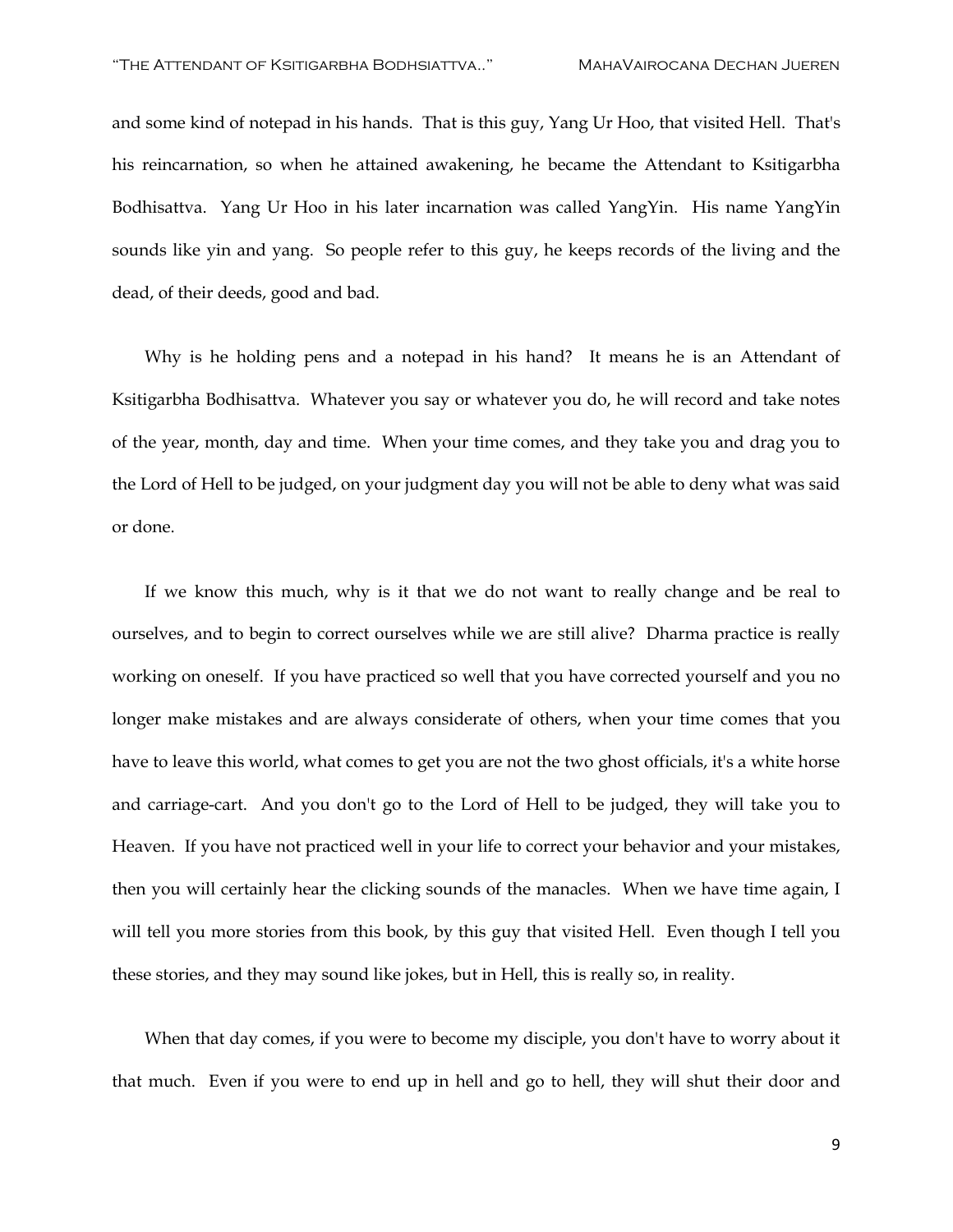and some kind of notepad in his hands. That is this guy, Yang Ur Hoo, that visited Hell. That's his reincarnation, so when he attained awakening, he became the Attendant to Ksitigarbha Bodhisattva. Yang Ur Hoo in his later incarnation was called YangYin. His name YangYin sounds like yin and yang. So people refer to this guy, he keeps records of the living and the dead, of their deeds, good and bad.

Why is he holding pens and a notepad in his hand? It means he is an Attendant of Ksitigarbha Bodhisattva. Whatever you say or whatever you do, he will record and take notes of the year, month, day and time. When your time comes, and they take you and drag you to the Lord of Hell to be judged, on your judgment day you will not be able to deny what was said or done.

If we know this much, why is it that we do not want to really change and be real to ourselves, and to begin to correct ourselves while we are still alive? Dharma practice is really working on oneself. If you have practiced so well that you have corrected yourself and you no longer make mistakes and are always considerate of others, when your time comes that you have to leave this world, what comes to get you are not the two ghost officials, it's a white horse and carriage-cart. And you don't go to the Lord of Hell to be judged, they will take you to Heaven. If you have not practiced well in your life to correct your behavior and your mistakes, then you will certainly hear the clicking sounds of the manacles. When we have time again, I will tell you more stories from this book, by this guy that visited Hell. Even though I tell you these stories, and they may sound like jokes, but in Hell, this is really so, in reality.

When that day comes, if you were to become my disciple, you don't have to worry about it that much. Even if you were to end up in hell and go to hell, they will shut their door and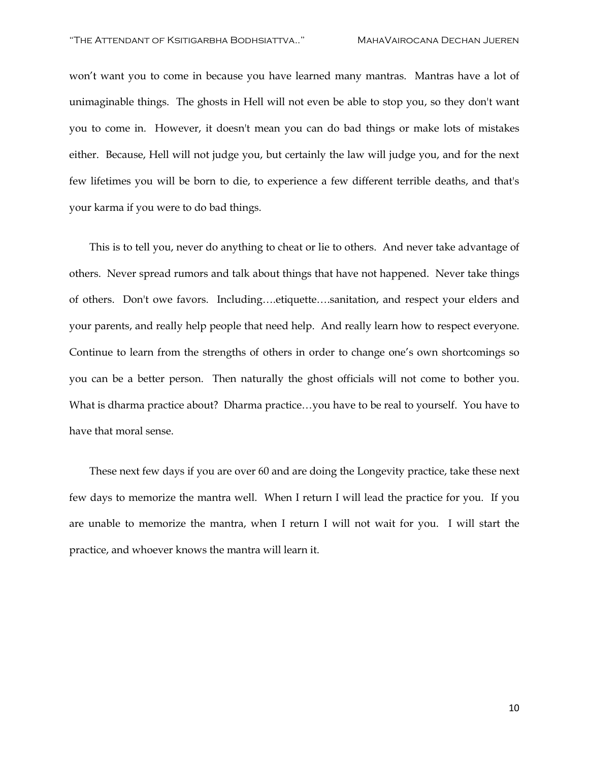won't want you to come in because you have learned many mantras. Mantras have a lot of unimaginable things. The ghosts in Hell will not even be able to stop you, so they don't want you to come in. However, it doesn't mean you can do bad things or make lots of mistakes either. Because, Hell will not judge you, but certainly the law will judge you, and for the next few lifetimes you will be born to die, to experience a few different terrible deaths, and that's your karma if you were to do bad things.

This is to tell you, never do anything to cheat or lie to others. And never take advantage of others. Never spread rumors and talk about things that have not happened. Never take things of others. Don't owe favors. Including….etiquette….sanitation, and respect your elders and your parents, and really help people that need help. And really learn how to respect everyone. Continue to learn from the strengths of others in order to change one's own shortcomings so you can be a better person. Then naturally the ghost officials will not come to bother you. What is dharma practice about? Dharma practice…you have to be real to yourself. You have to have that moral sense.

These next few days if you are over 60 and are doing the Longevity practice, take these next few days to memorize the mantra well. When I return I will lead the practice for you. If you are unable to memorize the mantra, when I return I will not wait for you. I will start the practice, and whoever knows the mantra will learn it.